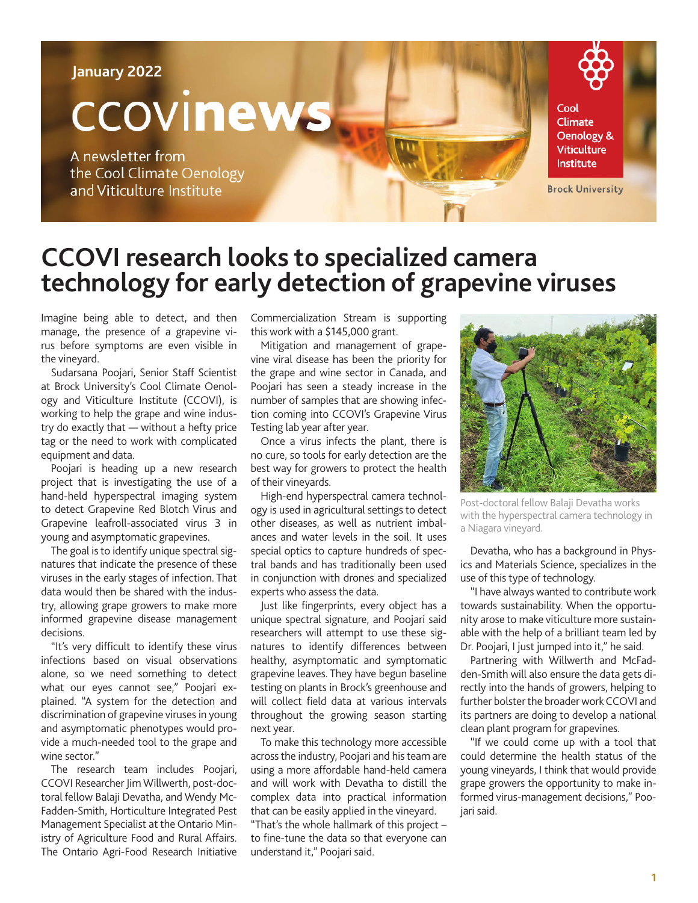January 2022

# CCOVInews

A newsletter from the Cool Climate Oenology and Viticulture Institute

Cool Climate Oenology & Viticulture Institute

Brock University

## CCOVI research looks to specialized camera technology for early detection of grapevine viruses

Imagine being able to detect, and then manage, the presence of a grapevine virus before symptoms are even visible in the vineyard.

Sudarsana Poojari, Senior Staff Scientist at Brock University's Cool Climate Oenology and Viticulture Institute (CCOVI), is working to help the grape and wine industry do exactly that — without a hefty price tag or the need to work with complicated equipment and data.

Poojari is heading up a new research project that is investigating the use of a hand-held hyperspectral imaging system to detect Grapevine Red Blotch Virus and Grapevine leafroll-associated virus 3 in young and asymptomatic grapevines.

The goal is to identify unique spectral signatures that indicate the presence of these viruses in the early stages of infection. That data would then be shared with the industry, allowing grape growers to make more informed grapevine disease management decisions.

"It's very difficult to identify these virus infections based on visual observations alone, so we need something to detect what our eyes cannot see," Poojari explained. "A system for the detection and discrimination of grapevine viruses in young and asymptomatic phenotypes would provide a much-needed tool to the grape and wine sector."

The research team includes Poojari, CCOVI Researcher Jim Willwerth, post-doctoral fellow Balaji Devatha, and Wendy McFadden-Smith, Horticulture Integrated Pest Management Specialist at the Ontario Ministry of Agriculture Food and Rural Affairs. The Ontario Agri-Food Research Initiative Commercialization Stream is supporting this work with a $145,000 grant.

Mitigation and management of grapevine viral disease has been the priority for the grape and wine sector in Canada, and Poojari has seen a steady increase in the number of samples that are showing infection coming into CCOVI's Grapevine Virus Testing lab year after year.

Once a virus infects the plant, there is no cure, so tools for early detection are the best way for growers to protect the health of their vineyards.

High-end hyperspectral camera technology is used in agricultural settings to detect other diseases, as well as nutrient imbalances and water levels in the soil. It uses special optics to capture hundreds of spectral bands and has traditionally been used in conjunction with drones and specialized experts who assess the data.

Just like fingerprints, every object has a unique spectral signature, and Poojari said researchers will attempt to use these signatures to identify differences between healthy, asymptomatic and symptomatic grapevine leaves. They have begun baseline testing on plants in Brock's greenhouse and will collect field data at various intervals throughout the growing season starting next year.

To make this technology more accessible across the industry, Poojari and his team are using a more affordable hand-held camera and will work with Devatha to distill the complex data into practical information that can be easily applied in the vineyard. "That's the whole hallmark of this project – to fine-tune the data so that everyone can understand it," Poojari said.

Post-doctoral fellow Balaji Devatha works with the hyperspectral camera technology in a Niagara vineyard.

Devatha, who has a background in Physics and Materials Science, specializes in the use of this type of technology.

"I have always wanted to contribute work towards sustainability. When the opportunity arose to make viticulture more sustainable with the help of a brilliant team led by Dr. Poojari, I just jumped into it," he said.

Partnering with Willwerth and McFadden-Smith will also ensure the data gets directly into the hands of growers, helping to further bolster the broader work CCOVI and its partners are doing to develop a national clean plant program for grapevines.

"If we could come up with a tool that could determine the health status of the young vineyards, I think that would provide grape growers the opportunity to make informed virus-management decisions," Poojari said.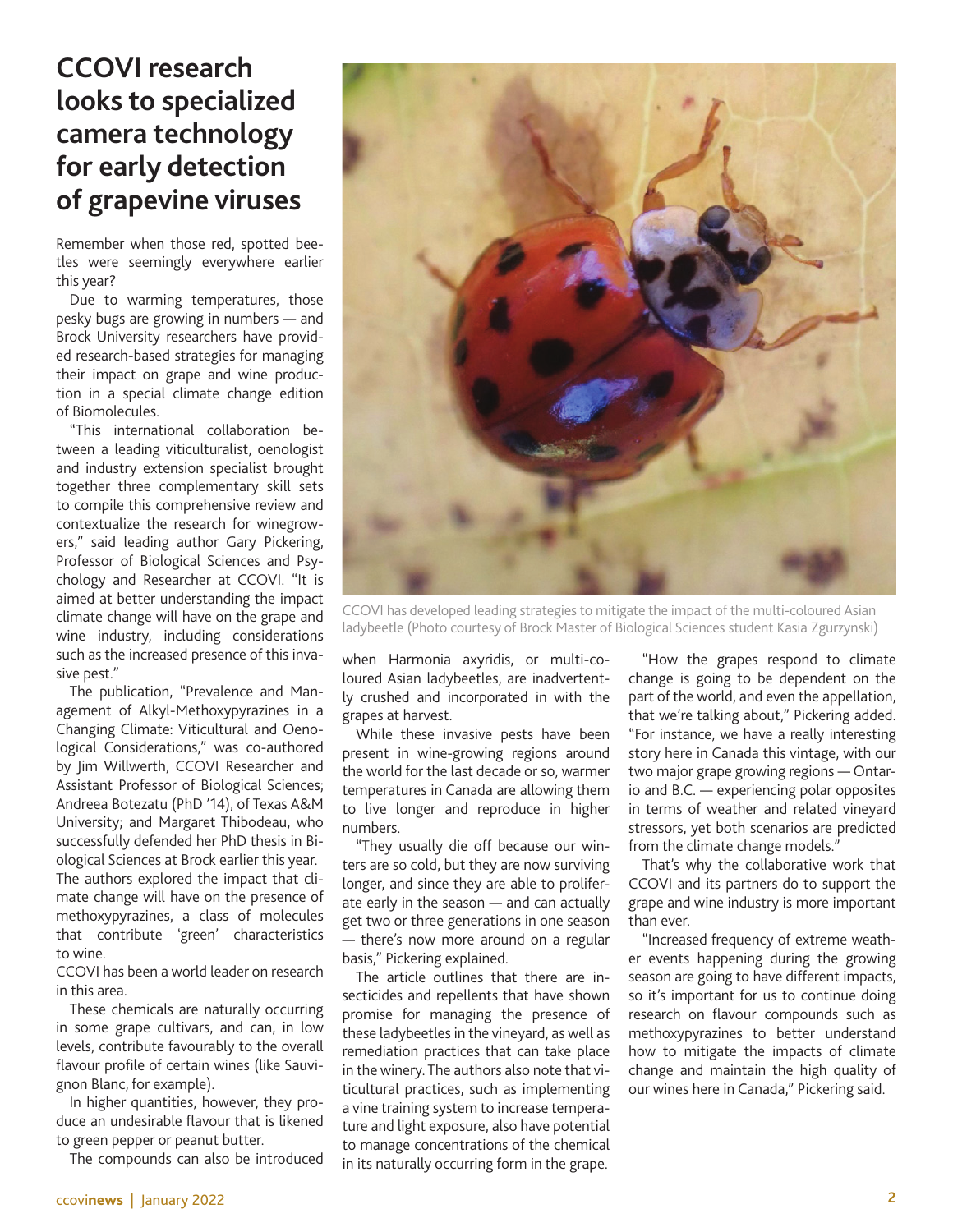# CCOVI research looks to specialized camera technology for early detection of grapevine viruses

Remember when those red, spotted beetles were seemingly everywhere earlier this year?

Due to warming temperatures, those pesky bugs are growing in numbers — and Brock University researchers have provided research-based strategies for managing their impact on grape and wine production in a special climate change edition of Biomolecules.

"This international collaboration between a leading viticulturalist, oenologist and industry extension specialist brought together three complementary skill sets to compile this comprehensive review and contextualize the research for winegrowers," said leading author Gary Pickering, Professor of Biological Sciences and Psychology and Researcher at CCOVI. "It is aimed at better understanding the impact climate change will have on the grape and wine industry, including considerations such as the increased presence of this invasive pest."

The publication, "Prevalence and Management of Alkyl-Methoxypyrazines in a Changing Climate: Viticultural and Oenological Considerations," was co-authored by Jim Willwerth, CCOVI Researcher and Assistant Professor of Biological Sciences; Andreea Botezatu (PhD '14), of Texas A&M University; and Margaret Thibodeau, who successfully defended her PhD thesis in Biological Sciences at Brock earlier this year.

The authors explored the impact that climate change will have on the presence of methoxypyrazines, a class of molecules that contribute 'green' characteristics to wine.

CCOVI has been a world leader on research in this area.

These chemicals are naturally occurring in some grape cultivars, and can, in low levels, contribute favourably to the overall flavour profile of certain wines (like Sauvignon Blanc, for example).

In higher quantities, however, they produce an undesirable flavour that is likened to green pepper or peanut butter.

The compounds can also be introduced when Harmonia axyridis, or multi-coloured Asian ladybeetles, are inadvertently crushed and incorporated in with the grapes at harvest.

While these invasive pests have been present in wine-growing regions around the world for the last decade or so, warmer temperatures in Canada are allowing them to live longer and reproduce in higher numbers.

"They usually die off because our winters are so cold, but they are now surviving longer, and since they are able to proliferate early in the season — and can actually get two or three generations in one season — there's now more around on a regular basis," Pickering explained.

The article outlines that there are insecticides and repellents that have shown promise for managing the presence of these ladybeetles in the vineyard, as well as remediation practices that can take place in the winery. The authors also note that viticultural practices, such as implementing a vine training system to increase temperature and light exposure, also have potential to manage concentrations of the chemical in its naturally occurring form in the grape.

"How the grapes respond to climate change is going to be dependent on the part of the world, and even the appellation, that we're talking about," Pickering added. "For instance, we have a really interesting story here in Canada this vintage, with our two major grape growing regions — Ontario and B.C. — experiencing polar opposites in terms of weather and related vineyard stressors, yet both scenarios are predicted from the climate change models."

That's why the collaborative work that CCOVI and its partners do to support the grape and wine industry is more important than ever.

"Increased frequency of extreme weather events happening during the growing season are going to have different impacts, so it's important for us to continue doing research on flavour compounds such as methoxypyrazines to better understand how to mitigate the impacts of climate change and maintain the high quality of our wines here in Canada," Pickering said.

CCOVI has developed leading strategies to mitigate the impact of the multi-coloured Asian ladybeetle (Photo courtesy of Brock Master of Biological Sciences student Kasia Zgurzynski)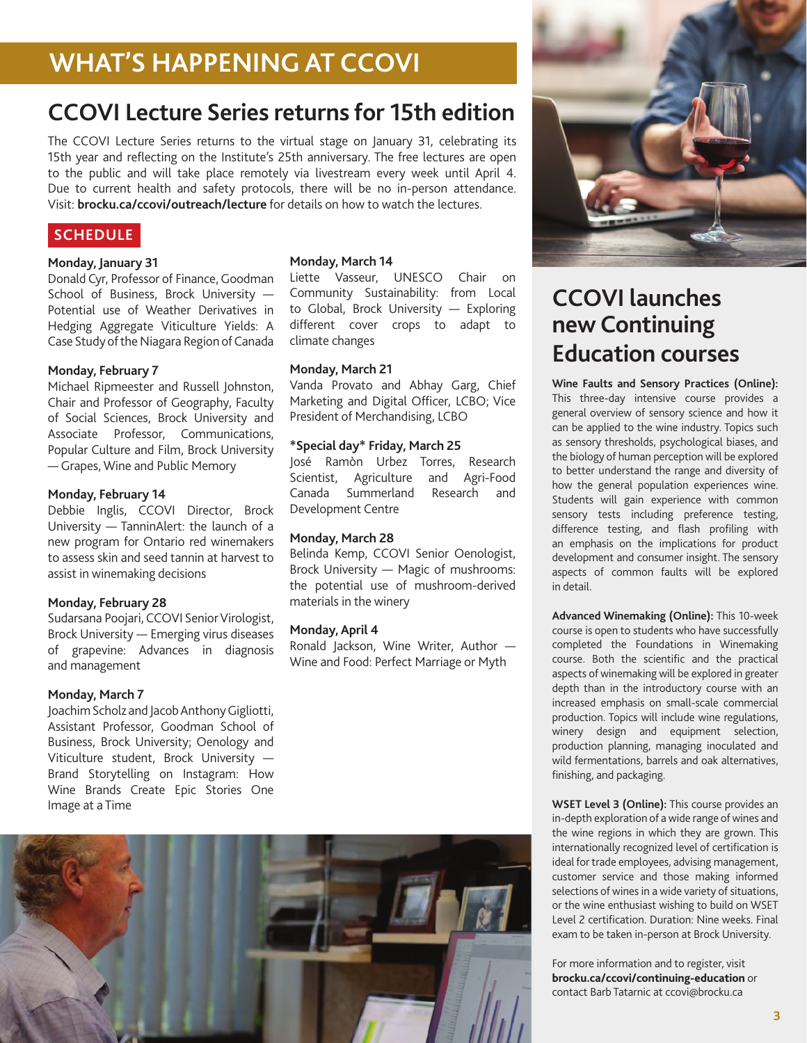# WHAT'S HAPPENING AT CCOVI

## CCOVI Lecture Series returns for 15th edition

The CCOVI Lecture Series returns to the virtual stage on January 31, celebrating its 15th year and reflecting on the Institute's 25th anniversary. The free lectures are open to the public and will take place remotely via livestream every week until April 4. Due to current health and safety protocols, there will be no in-person attendance. Visit: **brocku.ca/ccovi/outreach/lecture** for details on how to watch the lectures.

### SCHEDULE

**Monday, January 31**
Donald Cyr, Professor of Finance, Goodman School of Business, Brock University — Potential use of Weather Derivatives in Hedging Aggregate Viticulture Yields: A Case Study of the Niagara Region of Canada

**Monday, February 7**
Michael Ripmeester and Russell Johnston, Chair and Professor of Geography, Faculty of Social Sciences, Brock University and Associate Professor, Communications, Popular Culture and Film, Brock University — Grapes, Wine and Public Memory

**Monday, February 14**
Debbie Inglis, CCOVI Director, Brock University — TanninAlert: the launch of a new program for Ontario red winemakers to assess skin and seed tannin at harvest to assist in winemaking decisions

**Monday, February 28**
Sudarsana Poojari, CCOVI Senior Virologist, Brock University — Emerging virus diseases of grapevine: Advances in diagnosis and management

**Monday, March 7**
Joachim Scholz and Jacob Anthony Gigliotti, Assistant Professor, Goodman School of Business, Brock University; Oenology and Viticulture student, Brock University — Brand Storytelling on Instagram: How Wine Brands Create Epic Stories One Image at a Time

**Monday, March 14**
Liette Vasseur, UNESCO Chair on Community Sustainability: from Local to Global, Brock University — Exploring different cover crops to adapt to climate changes

**Monday, March 21**
Vanda Provato and Abhay Garg, Chief Marketing and Digital Officer, LCBO; Vice President of Merchandising, LCBO

***Special day* Friday, March 25**
José Ramòn Urbez Torres, Research Scientist, Agriculture and Agri-Food Canada Summerland Research and Development Centre

**Monday, March 28**
Belinda Kemp, CCOVI Senior Oenologist, Brock University — Magic of mushrooms: the potential use of mushroom-derived materials in the winery

**Monday, April 4**
Ronald Jackson, Wine Writer, Author — Wine and Food: Perfect Marriage or Myth

## CCOVI launches new Continuing Education courses

**Wine Faults and Sensory Practices (Online):** This three-day intensive course provides a general overview of sensory science and how it can be applied to the wine industry. Topics such as sensory thresholds, psychological biases, and the biology of human perception will be explored to better understand the range and diversity of how the general population experiences wine. Students will gain experience with common sensory tests including preference testing, difference testing, and flash profiling with an emphasis on the implications for product development and consumer insight. The sensory aspects of common faults will be explored in detail.

**Advanced Winemaking (Online):** This 10-week course is open to students who have successfully completed the Foundations in Winemaking course. Both the scientific and the practical aspects of winemaking will be explored in greater depth than in the introductory course with an increased emphasis on small-scale commercial production. Topics will include wine regulations, winery design and equipment selection, production planning, managing inoculated and wild fermentations, barrels and oak alternatives, finishing, and packaging.

**WSET Level 3 (Online):** This course provides an in-depth exploration of a wide range of wines and the wine regions in which they are grown. This internationally recognized level of certification is ideal for trade employees, advising management, customer service and those making informed selections of wines in a wide variety of situations, or the wine enthusiast wishing to build on WSET Level 2 certification. Duration: Nine weeks. Final exam to be taken in-person at Brock University.

For more information and to register, visit **brocku.ca/ccovi/continuing-education** or contact Barb Tatarnic at ccovi@brocku.ca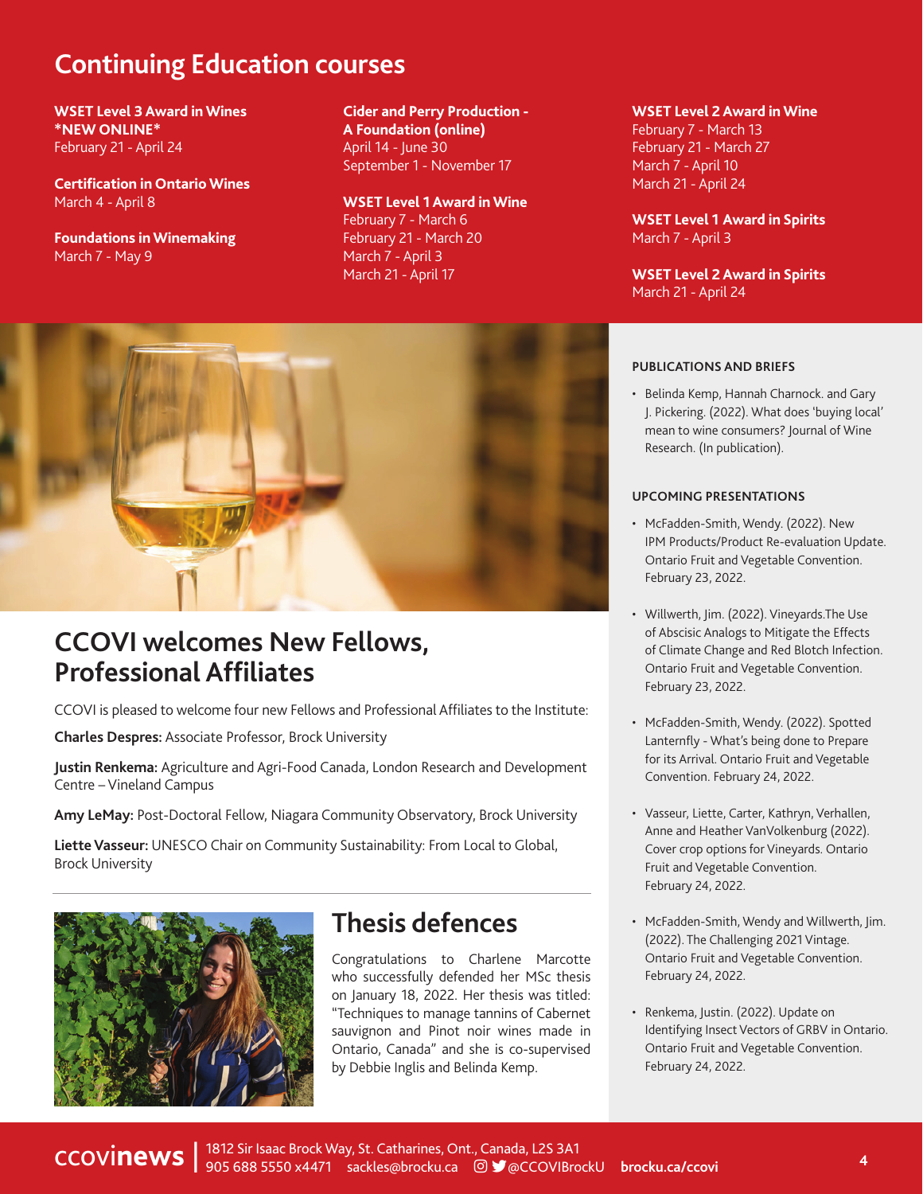# Continuing Education courses

**WSET Level 3 Award in Wines *NEW ONLINE***
February 21 - April 24

**Certification in Ontario Wines**
March 4 - April 8

**Foundations in Winemaking**
March 7 - May 9

**Cider and Perry Production - A Foundation (online)**
April 14 - June 30
September 1 - November 17

**WSET Level 1 Award in Wine**
February 7 - March 6
February 21 - March 20
March 7 - April 3
March 21 - April 17

**WSET Level 2 Award in Wine**
February 7 - March 13
February 21 - March 27
March 7 - April 10
March 21 - April 24

**WSET Level 1 Award in Spirits**
March 7 - April 3

**WSET Level 2 Award in Spirits**
March 21 - April 24

## CCOVI welcomes New Fellows, Professional Affiliates

CCOVI is pleased to welcome four new Fellows and Professional Affiliates to the Institute:

**Charles Despres:** Associate Professor, Brock University

**Justin Renkema:** Agriculture and Agri-Food Canada, London Research and Development Centre – Vineland Campus

**Amy LeMay:** Post-Doctoral Fellow, Niagara Community Observatory, Brock University

**Liette Vasseur:** UNESCO Chair on Community Sustainability: From Local to Global, Brock University

## Thesis defences

Congratulations to Charlene Marcotte who successfully defended her MSc thesis on January 18, 2022. Her thesis was titled: "Techniques to manage tannins of Cabernet sauvignon and Pinot noir wines made in Ontario, Canada" and she is co-supervised by Debbie Inglis and Belinda Kemp.

### PUBLICATIONS AND BRIEFS

- Belinda Kemp, Hannah Charnock. and Gary J. Pickering. (2022). What does 'buying local' mean to wine consumers? Journal of Wine Research. (In publication).

### UPCOMING PRESENTATIONS

- McFadden-Smith, Wendy. (2022). New IPM Products/Product Re-evaluation Update. Ontario Fruit and Vegetable Convention. February 23, 2022.
- Willwerth, Jim. (2022). Vineyards.The Use of Abscisic Analogs to Mitigate the Effects of Climate Change and Red Blotch Infection. Ontario Fruit and Vegetable Convention. February 23, 2022.
- McFadden-Smith, Wendy. (2022). Spotted Lanternfly - What's being done to Prepare for its Arrival. Ontario Fruit and Vegetable Convention. February 24, 2022.
- Vasseur, Liette, Carter, Kathryn, Verhallen, Anne and Heather VanVolkenburg (2022). Cover crop options for Vineyards. Ontario Fruit and Vegetable Convention. February 24, 2022.
- McFadden-Smith, Wendy and Willwerth, Jim. (2022). The Challenging 2021 Vintage. Ontario Fruit and Vegetable Convention. February 24, 2022.
- Renkema, Justin. (2022). Update on Identifying Insect Vectors of GRBV in Ontario. Ontario Fruit and Vegetable Convention. February 24, 2022.

ccovinews | 1812 Sir Isaac Brock Way, St. Catharines, Ont., Canada, L2S 3A1
905 688 5550 x4471 sackles@brocku.ca @CCOVIBrockU **brocku.ca/ccovi**